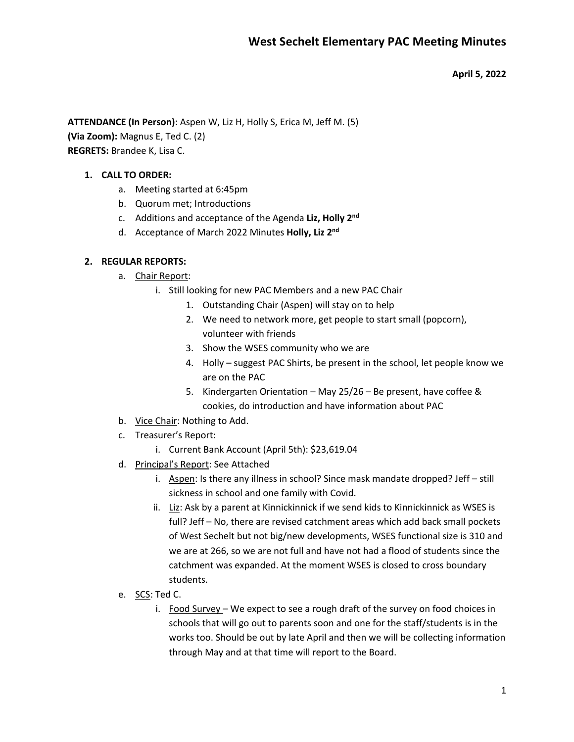# West Sechelt Elementary PAC Meeting Minutes

**April 5, 2022**

**ATTENDANCE (In Person)**: Aspen W, Liz H, Holly S, Erica M, Jeff M. (5)
**(Via Zoom):** Magnus E, Ted C. (2)
**REGRETS:** Brandee K, Lisa C.

1. **CALL TO ORDER:**
   a. Meeting started at 6:45pm
   b. Quorum met; Introductions
   c. Additions and acceptance of the Agenda **Liz, Holly 2nd**
   d. Acceptance of March 2022 Minutes **Holly, Liz 2nd**

2. **REGULAR REPORTS:**
   a. Chair Report:
      i. Still looking for new PAC Members and a new PAC Chair
         1. Outstanding Chair (Aspen) will stay on to help
         2. We need to network more, get people to start small (popcorn), volunteer with friends
         3. Show the WSES community who we are
         4. Holly – suggest PAC Shirts, be present in the school, let people know we are on the PAC
         5. Kindergarten Orientation – May 25/26 – Be present, have coffee & cookies, do introduction and have information about PAC
   b. Vice Chair: Nothing to Add.
   c. Treasurer's Report:
      i. Current Bank Account (April 5th): $23,619.04
   d. Principal's Report: See Attached
      i. Aspen: Is there any illness in school? Since mask mandate dropped? Jeff – still sickness in school and one family with Covid.
      ii. Liz: Ask by a parent at Kinnickinnick if we send kids to Kinnickinnick as WSES is full? Jeff – No, there are revised catchment areas which add back small pockets of West Sechelt but not big/new developments, WSES functional size is 310 and we are at 266, so we are not full and have not had a flood of students since the catchment was expanded. At the moment WSES is closed to cross boundary students.
   e. SCS: Ted C.
      i. Food Survey – We expect to see a rough draft of the survey on food choices in schools that will go out to parents soon and one for the staff/students is in the works too. Should be out by late April and then we will be collecting information through May and at that time will report to the Board.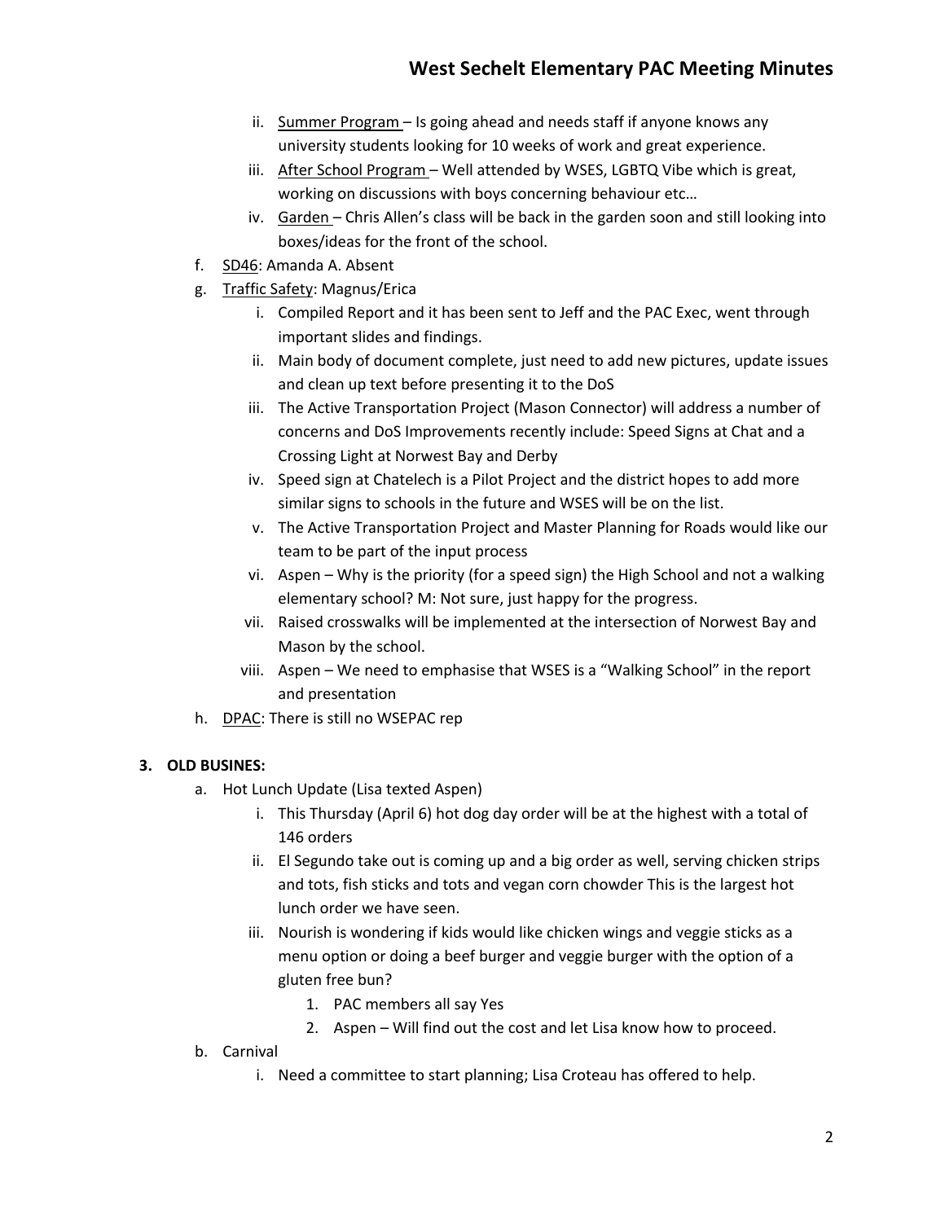ii. <u>Summer Program</u> – Is going ahead and needs staff if anyone knows any university students looking for 10 weeks of work and great experience.
   iii. <u>After School Program</u> – Well attended by WSES, LGBTQ Vibe which is great, working on discussions with boys concerning behaviour etc…
   iv. <u>Garden</u> – Chris Allen's class will be back in the garden soon and still looking into boxes/ideas for the front of the school.

f. <u>SD46</u>: Amanda A. Absent

g. <u>Traffic Safety</u>: Magnus/Erica
   i. Compiled Report and it has been sent to Jeff and the PAC Exec, went through important slides and findings.
   ii. Main body of document complete, just need to add new pictures, update issues and clean up text before presenting it to the DoS
   iii. The Active Transportation Project (Mason Connector) will address a number of concerns and DoS Improvements recently include: Speed Signs at Chat and a Crossing Light at Norwest Bay and Derby
   iv. Speed sign at Chatelech is a Pilot Project and the district hopes to add more similar signs to schools in the future and WSES will be on the list.
   v. The Active Transportation Project and Master Planning for Roads would like our team to be part of the input process
   vi. Aspen – Why is the priority (for a speed sign) the High School and not a walking elementary school? M: Not sure, just happy for the progress.
   vii. Raised crosswalks will be implemented at the intersection of Norwest Bay and Mason by the school.
   viii. Aspen – We need to emphasise that WSES is a "Walking School" in the report and presentation

h. <u>DPAC</u>: There is still no WSEPAC rep

**3. OLD BUSINES:**

a. Hot Lunch Update (Lisa texted Aspen)
   i. This Thursday (April 6) hot dog day order will be at the highest with a total of 146 orders
   ii. El Segundo take out is coming up and a big order as well, serving chicken strips and tots, fish sticks and tots and vegan corn chowder This is the largest hot lunch order we have seen.
   iii. Nourish is wondering if kids would like chicken wings and veggie sticks as a menu option or doing a beef burger and veggie burger with the option of a gluten free bun?
      1. PAC members all say Yes
      2. Aspen – Will find out the cost and let Lisa know how to proceed.

b. Carnival
   i. Need a committee to start planning; Lisa Croteau has offered to help.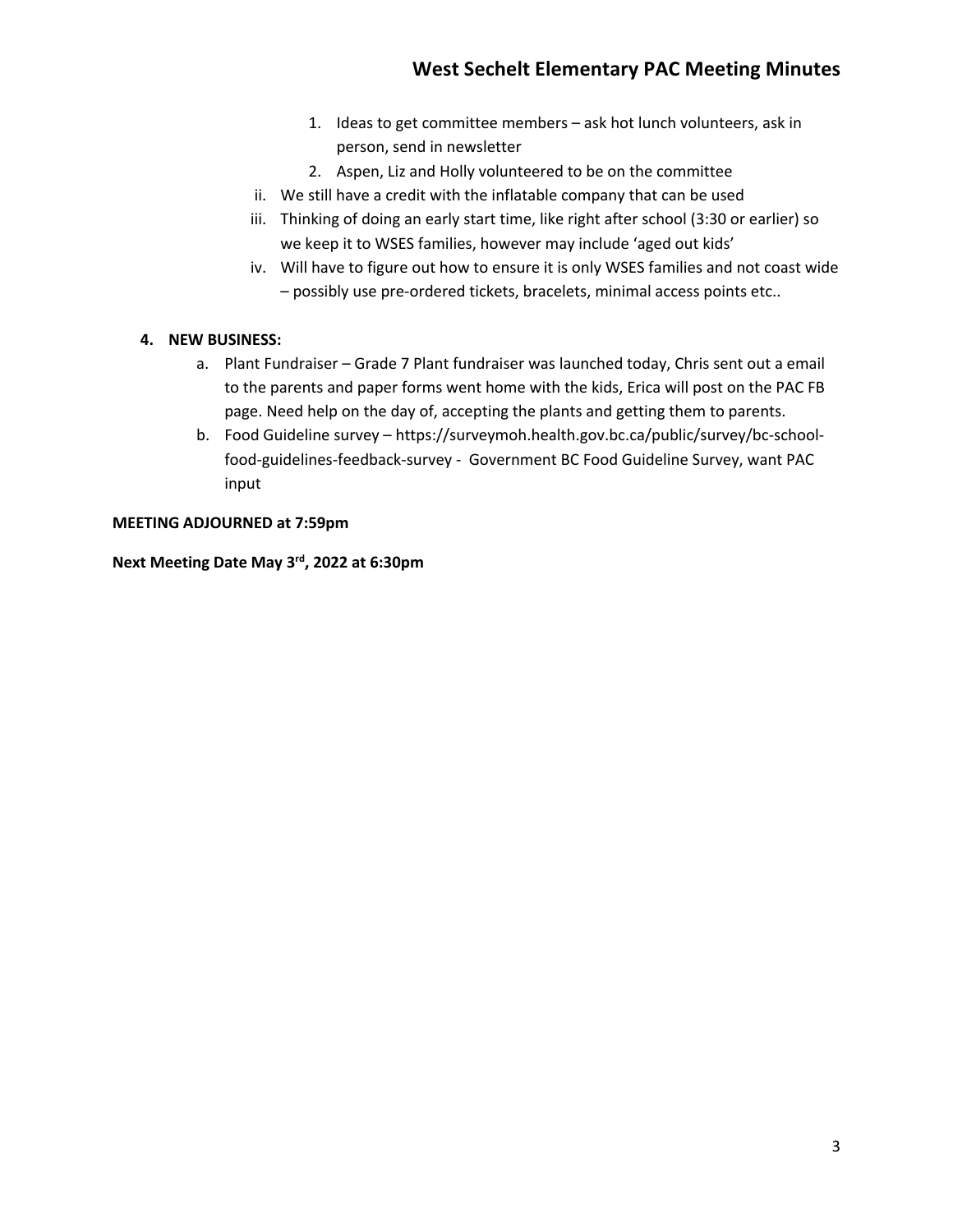1. Ideas to get committee members – ask hot lunch volunteers, ask in person, send in newsletter
2. Aspen, Liz and Holly volunteered to be on the committee

ii. We still have a credit with the inflatable company that can be used

iii. Thinking of doing an early start time, like right after school (3:30 or earlier) so we keep it to WSES families, however may include 'aged out kids'

iv. Will have to figure out how to ensure it is only WSES families and not coast wide – possibly use pre-ordered tickets, bracelets, minimal access points etc..

**4. NEW BUSINESS:**

a. Plant Fundraiser – Grade 7 Plant fundraiser was launched today, Chris sent out a email to the parents and paper forms went home with the kids, Erica will post on the PAC FB page. Need help on the day of, accepting the plants and getting them to parents.

b. Food Guideline survey – https://surveymoh.health.gov.bc.ca/public/survey/bc-school-food-guidelines-feedback-survey - Government BC Food Guideline Survey, want PAC input

**MEETING ADJOURNED at 7:59pm**

**Next Meeting Date May 3rd, 2022 at 6:30pm**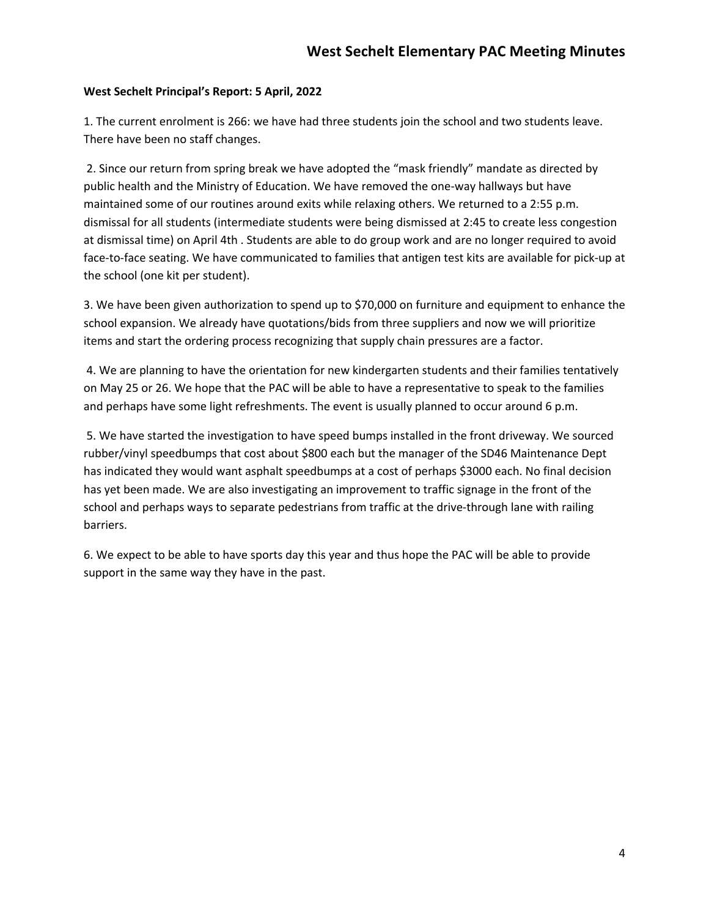**West Sechelt Principal's Report: 5 April, 2022**

1. The current enrolment is 266: we have had three students join the school and two students leave. There have been no staff changes.

2. Since our return from spring break we have adopted the "mask friendly" mandate as directed by public health and the Ministry of Education. We have removed the one-way hallways but have maintained some of our routines around exits while relaxing others. We returned to a 2:55 p.m. dismissal for all students (intermediate students were being dismissed at 2:45 to create less congestion at dismissal time) on April 4th . Students are able to do group work and are no longer required to avoid face-to-face seating. We have communicated to families that antigen test kits are available for pick-up at the school (one kit per student).

3. We have been given authorization to spend up to $70,000 on furniture and equipment to enhance the school expansion. We already have quotations/bids from three suppliers and now we will prioritize items and start the ordering process recognizing that supply chain pressures are a factor.

4. We are planning to have the orientation for new kindergarten students and their families tentatively on May 25 or 26. We hope that the PAC will be able to have a representative to speak to the families and perhaps have some light refreshments. The event is usually planned to occur around 6 p.m.

5. We have started the investigation to have speed bumps installed in the front driveway. We sourced rubber/vinyl speedbumps that cost about $800 each but the manager of the SD46 Maintenance Dept has indicated they would want asphalt speedbumps at a cost of perhaps $3000 each. No final decision has yet been made. We are also investigating an improvement to traffic signage in the front of the school and perhaps ways to separate pedestrians from traffic at the drive-through lane with railing barriers.

6. We expect to be able to have sports day this year and thus hope the PAC will be able to provide support in the same way they have in the past.